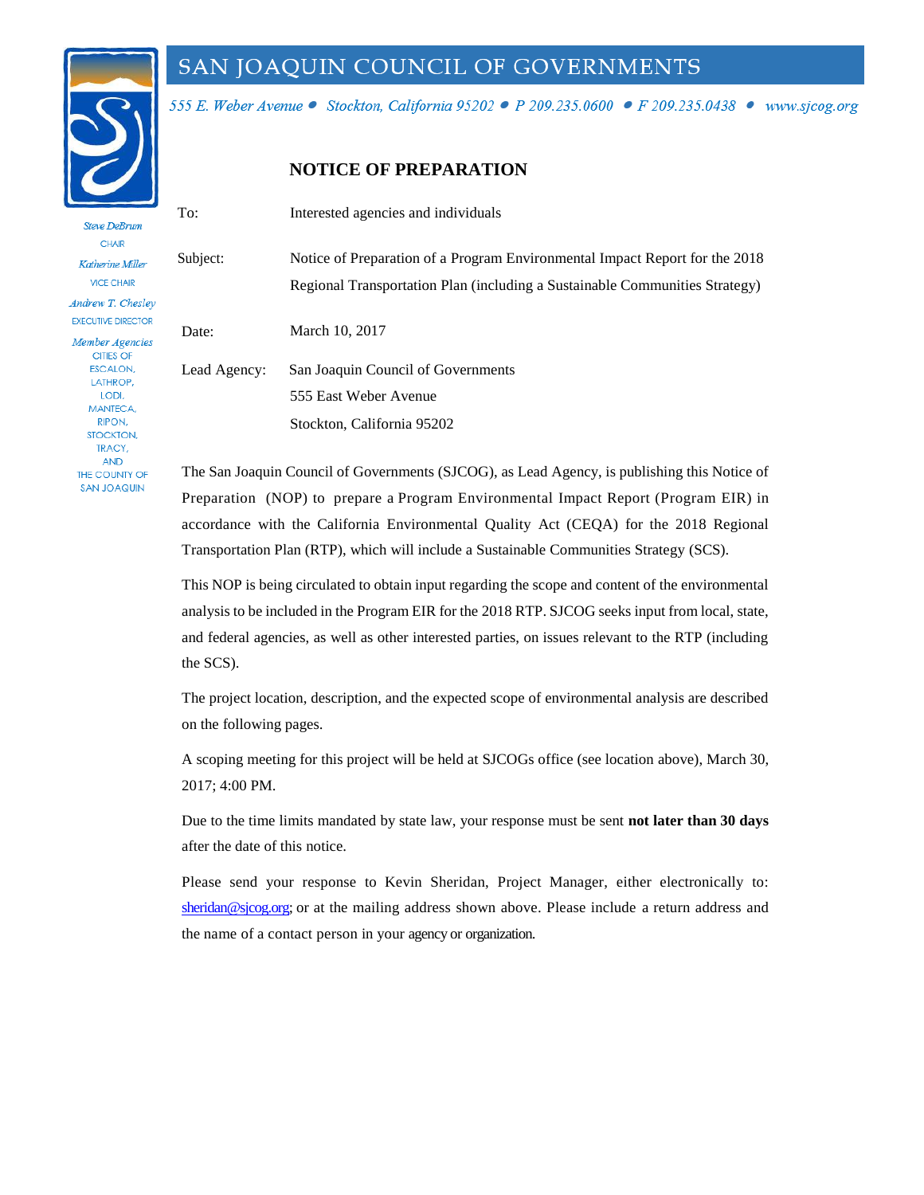# SAN JOAQUIN COUNCIL OF GOVERNMENTS

*555 E. Weber Avenue • Stockton, California 95202 • P 209.235.0600 • F 209.235.0438 • www.sjcog.org*

*Steve DeBrum*
CHAIR

*Katherine Miller*
VICE CHAIR

*Andrew T. Chesley*
EXECUTIVE DIRECTOR

*Member Agencies*
CITIES OF
ESCALON,
LATHROP,
LODI,
MANTECA,
RIPON,
STOCKTON,
TRACY,
AND
THE COUNTY OF
SAN JOAQUIN

## NOTICE OF PREPARATION

| | |
|---|---|
| To: | Interested agencies and individuals |
| Subject: | Notice of Preparation of a Program Environmental Impact Report for the 2018 Regional Transportation Plan (including a Sustainable Communities Strategy) |
| Date: | March 10, 2017 |
| Lead Agency: | San Joaquin Council of Governments<br>555 East Weber Avenue<br>Stockton, California 95202 |

The San Joaquin Council of Governments (SJCOG), as Lead Agency, is publishing this Notice of Preparation (NOP) to prepare a Program Environmental Impact Report (Program EIR) in accordance with the California Environmental Quality Act (CEQA) for the 2018 Regional Transportation Plan (RTP), which will include a Sustainable Communities Strategy (SCS).

This NOP is being circulated to obtain input regarding the scope and content of the environmental analysis to be included in the Program EIR for the 2018 RTP. SJCOG seeks input from local, state, and federal agencies, as well as other interested parties, on issues relevant to the RTP (including the SCS).

The project location, description, and the expected scope of environmental analysis are described on the following pages.

A scoping meeting for this project will be held at SJCOGs office (see location above), March 30, 2017; 4:00 PM.

Due to the time limits mandated by state law, your response must be sent **not later than 30 days** after the date of this notice.

Please send your response to Kevin Sheridan, Project Manager, either electronically to: sheridan@sjcog.org; or at the mailing address shown above. Please include a return address and the name of a contact person in your agency or organization.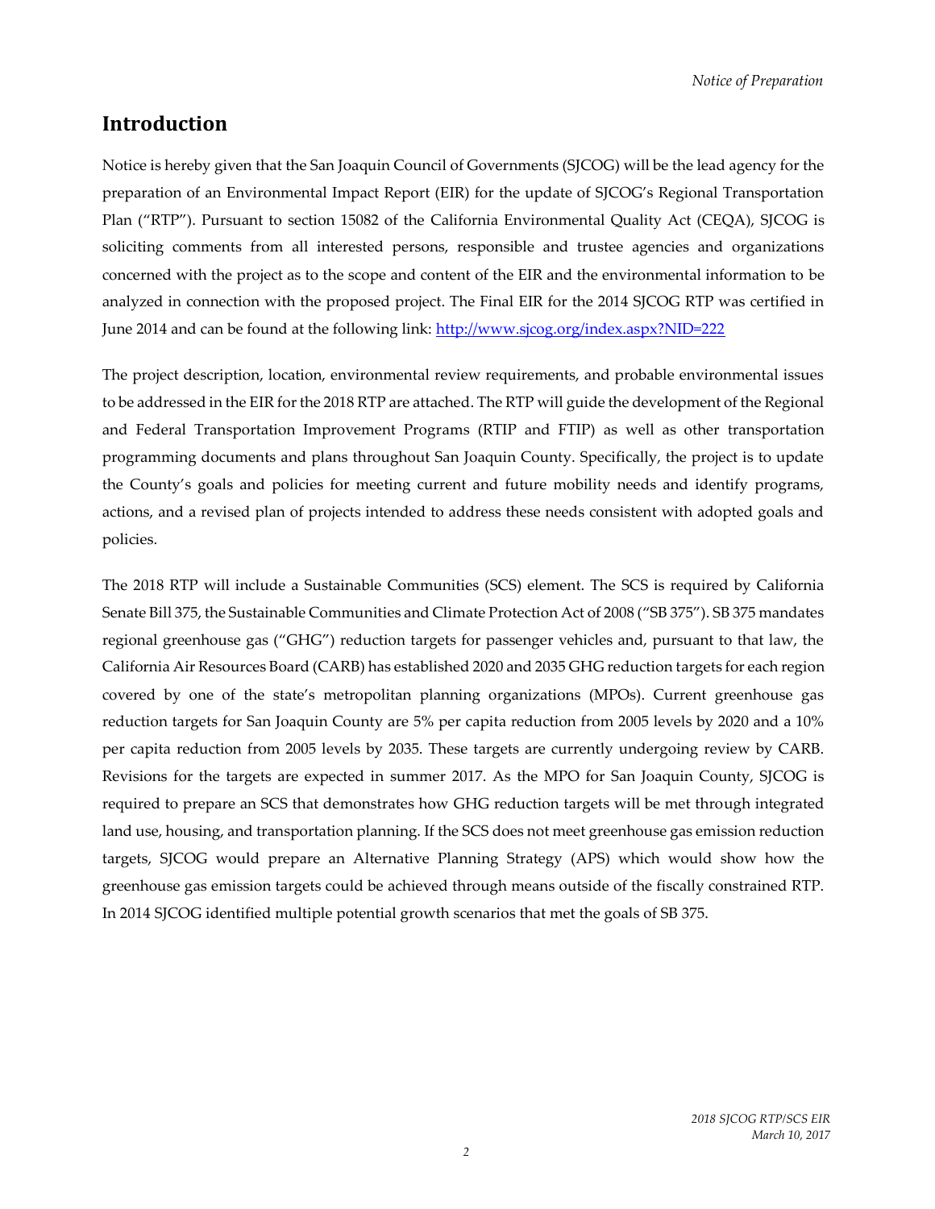# Introduction

Notice is hereby given that the San Joaquin Council of Governments (SJCOG) will be the lead agency for the preparation of an Environmental Impact Report (EIR) for the update of SJCOG's Regional Transportation Plan ("RTP"). Pursuant to section 15082 of the California Environmental Quality Act (CEQA), SJCOG is soliciting comments from all interested persons, responsible and trustee agencies and organizations concerned with the project as to the scope and content of the EIR and the environmental information to be analyzed in connection with the proposed project. The Final EIR for the 2014 SJCOG RTP was certified in June 2014 and can be found at the following link: [http://www.sjcog.org/index.aspx?NID=222](http://www.sjcog.org/index.aspx?NID=222)

The project description, location, environmental review requirements, and probable environmental issues to be addressed in the EIR for the 2018 RTP are attached. The RTP will guide the development of the Regional and Federal Transportation Improvement Programs (RTIP and FTIP) as well as other transportation programming documents and plans throughout San Joaquin County. Specifically, the project is to update the County's goals and policies for meeting current and future mobility needs and identify programs, actions, and a revised plan of projects intended to address these needs consistent with adopted goals and policies.

The 2018 RTP will include a Sustainable Communities (SCS) element. The SCS is required by California Senate Bill 375, the Sustainable Communities and Climate Protection Act of 2008 ("SB 375"). SB 375 mandates regional greenhouse gas ("GHG") reduction targets for passenger vehicles and, pursuant to that law, the California Air Resources Board (CARB) has established 2020 and 2035 GHG reduction targets for each region covered by one of the state's metropolitan planning organizations (MPOs). Current greenhouse gas reduction targets for San Joaquin County are 5% per capita reduction from 2005 levels by 2020 and a 10% per capita reduction from 2005 levels by 2035. These targets are currently undergoing review by CARB. Revisions for the targets are expected in summer 2017. As the MPO for San Joaquin County, SJCOG is required to prepare an SCS that demonstrates how GHG reduction targets will be met through integrated land use, housing, and transportation planning. If the SCS does not meet greenhouse gas emission reduction targets, SJCOG would prepare an Alternative Planning Strategy (APS) which would show how the greenhouse gas emission targets could be achieved through means outside of the fiscally constrained RTP. In 2014 SJCOG identified multiple potential growth scenarios that met the goals of SB 375.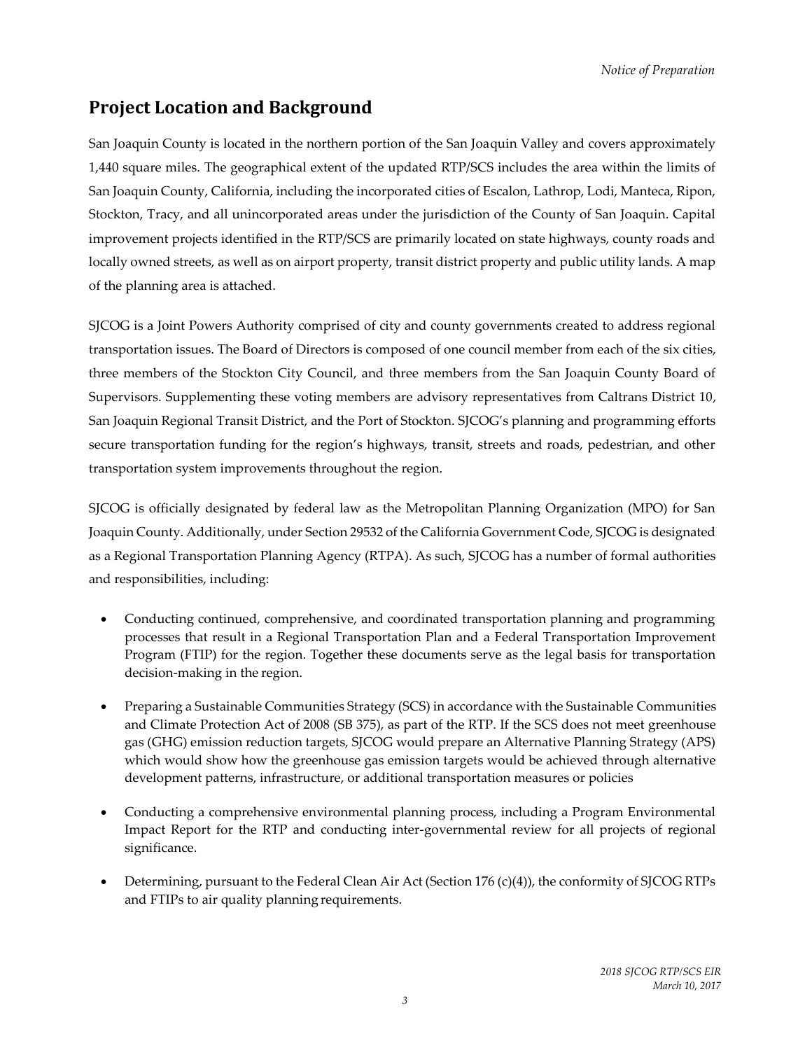## Project Location and Background

San Joaquin County is located in the northern portion of the San Joaquin Valley and covers approximately 1,440 square miles. The geographical extent of the updated RTP/SCS includes the area within the limits of San Joaquin County, California, including the incorporated cities of Escalon, Lathrop, Lodi, Manteca, Ripon, Stockton, Tracy, and all unincorporated areas under the jurisdiction of the County of San Joaquin. Capital improvement projects identified in the RTP/SCS are primarily located on state highways, county roads and locally owned streets, as well as on airport property, transit district property and public utility lands. A map of the planning area is attached.

SJCOG is a Joint Powers Authority comprised of city and county governments created to address regional transportation issues. The Board of Directors is composed of one council member from each of the six cities, three members of the Stockton City Council, and three members from the San Joaquin County Board of Supervisors. Supplementing these voting members are advisory representatives from Caltrans District 10, San Joaquin Regional Transit District, and the Port of Stockton. SJCOG's planning and programming efforts secure transportation funding for the region's highways, transit, streets and roads, pedestrian, and other transportation system improvements throughout the region.

SJCOG is officially designated by federal law as the Metropolitan Planning Organization (MPO) for San Joaquin County. Additionally, under Section 29532 of the California Government Code, SJCOG is designated as a Regional Transportation Planning Agency (RTPA). As such, SJCOG has a number of formal authorities and responsibilities, including:

- Conducting continued, comprehensive, and coordinated transportation planning and programming processes that result in a Regional Transportation Plan and a Federal Transportation Improvement Program (FTIP) for the region. Together these documents serve as the legal basis for transportation decision-making in the region.
- Preparing a Sustainable Communities Strategy (SCS) in accordance with the Sustainable Communities and Climate Protection Act of 2008 (SB 375), as part of the RTP. If the SCS does not meet greenhouse gas (GHG) emission reduction targets, SJCOG would prepare an Alternative Planning Strategy (APS) which would show how the greenhouse gas emission targets would be achieved through alternative development patterns, infrastructure, or additional transportation measures or policies
- Conducting a comprehensive environmental planning process, including a Program Environmental Impact Report for the RTP and conducting inter-governmental review for all projects of regional significance.
- Determining, pursuant to the Federal Clean Air Act (Section 176 (c)(4)), the conformity of SJCOG RTPs and FTIPs to air quality planning requirements.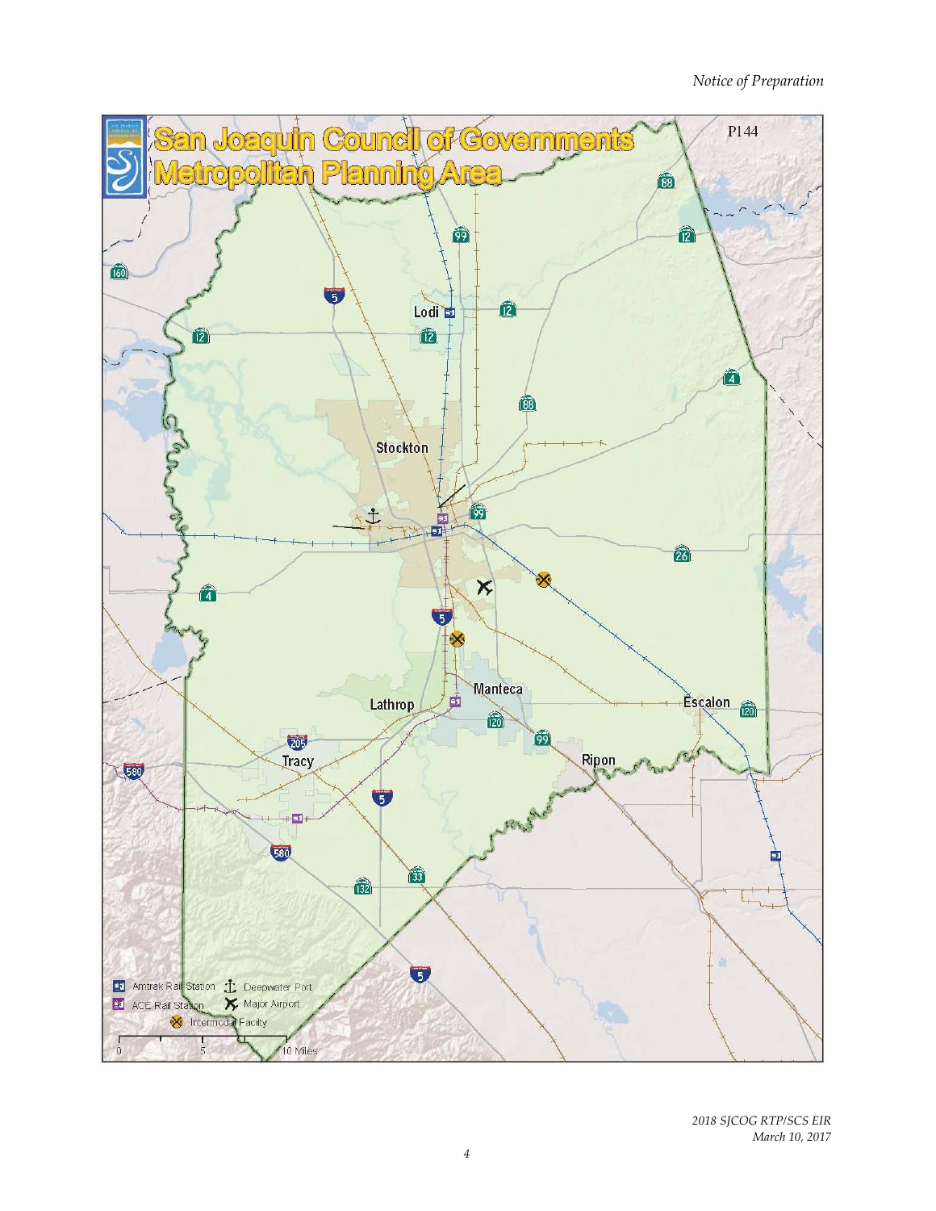# San Joaquin Council of Governments Metropolitan Planning Area

P144

Lodi

Stockton

Lathrop

Manteca

Escalon

Tracy

Ripon

Amtrak Rail Station
ACE Rail Station
Deepwater Port
Major Airport
Intermodal Facility

0 5 10 Miles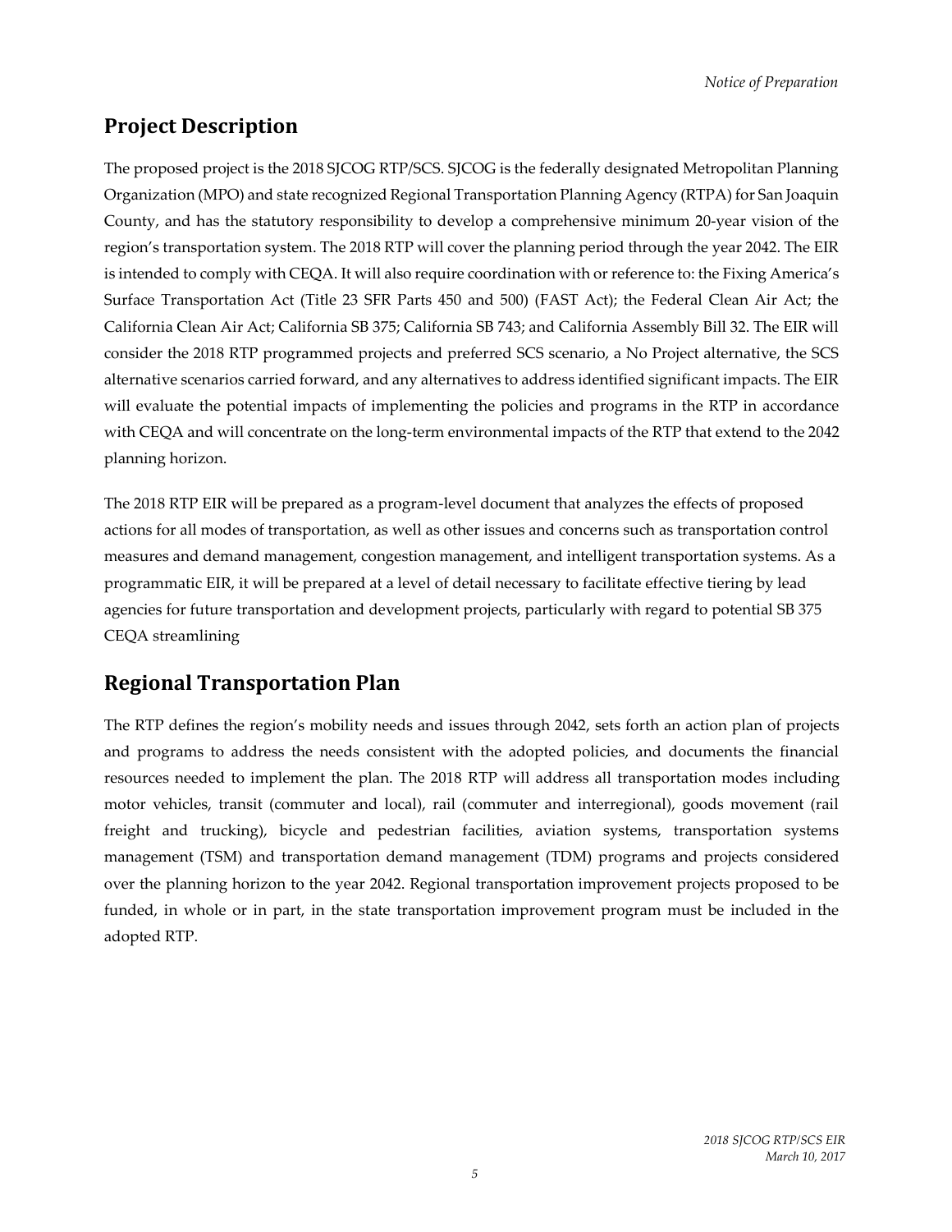## Project Description

The proposed project is the 2018 SJCOG RTP/SCS. SJCOG is the federally designated Metropolitan Planning Organization (MPO) and state recognized Regional Transportation Planning Agency (RTPA) for San Joaquin County, and has the statutory responsibility to develop a comprehensive minimum 20-year vision of the region's transportation system. The 2018 RTP will cover the planning period through the year 2042. The EIR is intended to comply with CEQA. It will also require coordination with or reference to: the Fixing America's Surface Transportation Act (Title 23 SFR Parts 450 and 500) (FAST Act); the Federal Clean Air Act; the California Clean Air Act; California SB 375; California SB 743; and California Assembly Bill 32. The EIR will consider the 2018 RTP programmed projects and preferred SCS scenario, a No Project alternative, the SCS alternative scenarios carried forward, and any alternatives to address identified significant impacts. The EIR will evaluate the potential impacts of implementing the policies and programs in the RTP in accordance with CEQA and will concentrate on the long-term environmental impacts of the RTP that extend to the 2042 planning horizon.

The 2018 RTP EIR will be prepared as a program-level document that analyzes the effects of proposed actions for all modes of transportation, as well as other issues and concerns such as transportation control measures and demand management, congestion management, and intelligent transportation systems. As a programmatic EIR, it will be prepared at a level of detail necessary to facilitate effective tiering by lead agencies for future transportation and development projects, particularly with regard to potential SB 375 CEQA streamlining

## Regional Transportation Plan

The RTP defines the region's mobility needs and issues through 2042, sets forth an action plan of projects and programs to address the needs consistent with the adopted policies, and documents the financial resources needed to implement the plan. The 2018 RTP will address all transportation modes including motor vehicles, transit (commuter and local), rail (commuter and interregional), goods movement (rail freight and trucking), bicycle and pedestrian facilities, aviation systems, transportation systems management (TSM) and transportation demand management (TDM) programs and projects considered over the planning horizon to the year 2042. Regional transportation improvement projects proposed to be funded, in whole or in part, in the state transportation improvement program must be included in the adopted RTP.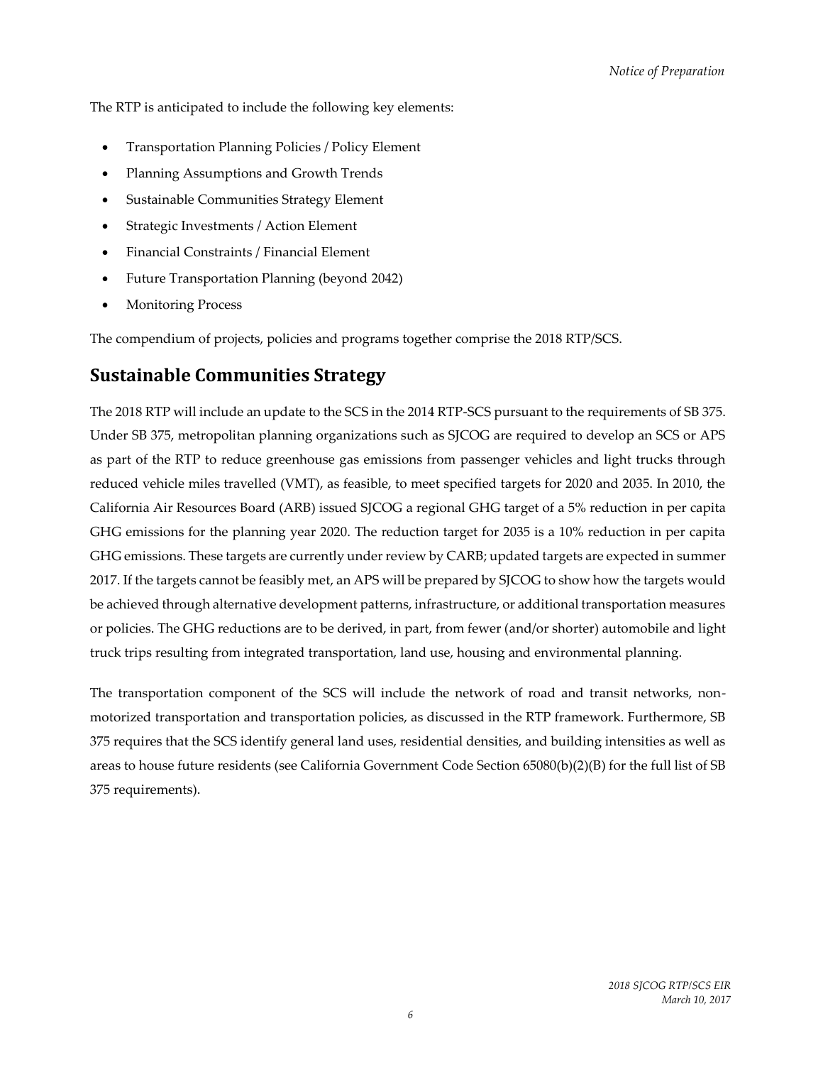The RTP is anticipated to include the following key elements:

- Transportation Planning Policies / Policy Element
- Planning Assumptions and Growth Trends
- Sustainable Communities Strategy Element
- Strategic Investments / Action Element
- Financial Constraints / Financial Element
- Future Transportation Planning (beyond 2042)
- Monitoring Process

The compendium of projects, policies and programs together comprise the 2018 RTP/SCS.

## Sustainable Communities Strategy

The 2018 RTP will include an update to the SCS in the 2014 RTP-SCS pursuant to the requirements of SB 375. Under SB 375, metropolitan planning organizations such as SJCOG are required to develop an SCS or APS as part of the RTP to reduce greenhouse gas emissions from passenger vehicles and light trucks through reduced vehicle miles travelled (VMT), as feasible, to meet specified targets for 2020 and 2035. In 2010, the California Air Resources Board (ARB) issued SJCOG a regional GHG target of a 5% reduction in per capita GHG emissions for the planning year 2020. The reduction target for 2035 is a 10% reduction in per capita GHG emissions. These targets are currently under review by CARB; updated targets are expected in summer 2017. If the targets cannot be feasibly met, an APS will be prepared by SJCOG to show how the targets would be achieved through alternative development patterns, infrastructure, or additional transportation measures or policies. The GHG reductions are to be derived, in part, from fewer (and/or shorter) automobile and light truck trips resulting from integrated transportation, land use, housing and environmental planning.

The transportation component of the SCS will include the network of road and transit networks, non-motorized transportation and transportation policies, as discussed in the RTP framework. Furthermore, SB 375 requires that the SCS identify general land uses, residential densities, and building intensities as well as areas to house future residents (see California Government Code Section 65080(b)(2)(B) for the full list of SB 375 requirements).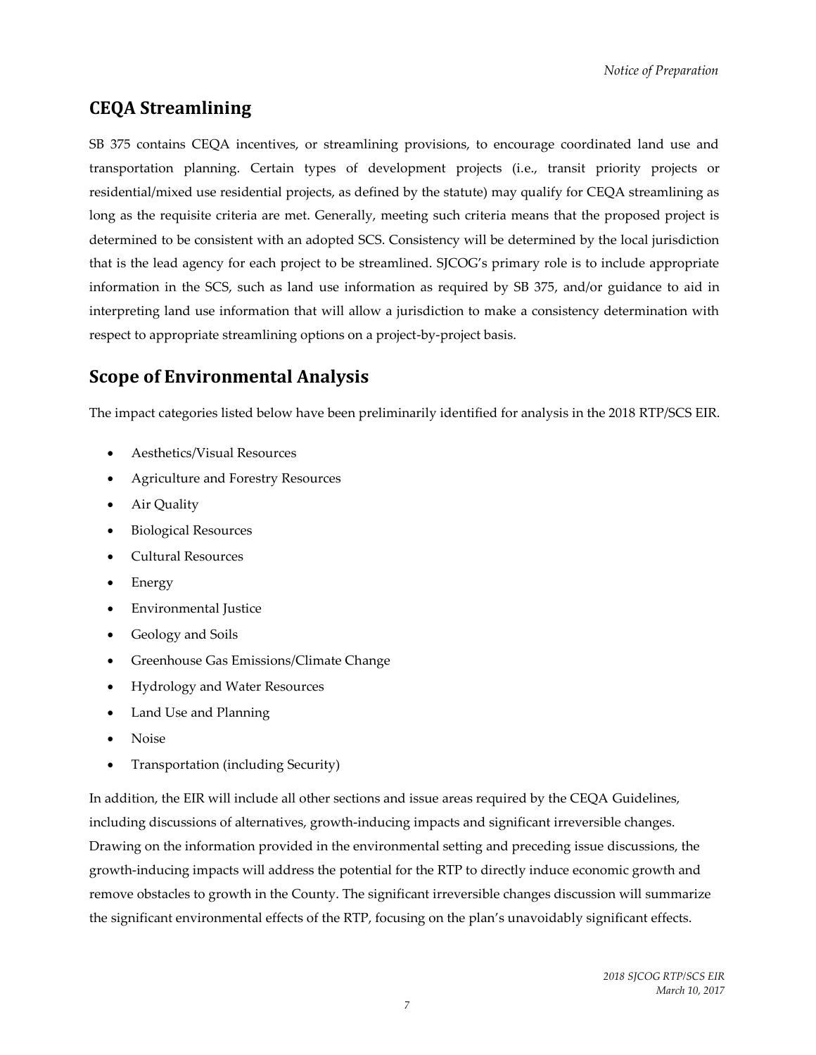## CEQA Streamlining

SB 375 contains CEQA incentives, or streamlining provisions, to encourage coordinated land use and transportation planning. Certain types of development projects (i.e., transit priority projects or residential/mixed use residential projects, as defined by the statute) may qualify for CEQA streamlining as long as the requisite criteria are met. Generally, meeting such criteria means that the proposed project is determined to be consistent with an adopted SCS. Consistency will be determined by the local jurisdiction that is the lead agency for each project to be streamlined. SJCOG's primary role is to include appropriate information in the SCS, such as land use information as required by SB 375, and/or guidance to aid in interpreting land use information that will allow a jurisdiction to make a consistency determination with respect to appropriate streamlining options on a project-by-project basis.

## Scope of Environmental Analysis

The impact categories listed below have been preliminarily identified for analysis in the 2018 RTP/SCS EIR.

- Aesthetics/Visual Resources
- Agriculture and Forestry Resources
- Air Quality
- Biological Resources
- Cultural Resources
- Energy
- Environmental Justice
- Geology and Soils
- Greenhouse Gas Emissions/Climate Change
- Hydrology and Water Resources
- Land Use and Planning
- Noise
- Transportation (including Security)

In addition, the EIR will include all other sections and issue areas required by the CEQA Guidelines, including discussions of alternatives, growth-inducing impacts and significant irreversible changes. Drawing on the information provided in the environmental setting and preceding issue discussions, the growth-inducing impacts will address the potential for the RTP to directly induce economic growth and remove obstacles to growth in the County. The significant irreversible changes discussion will summarize the significant environmental effects of the RTP, focusing on the plan's unavoidably significant effects.